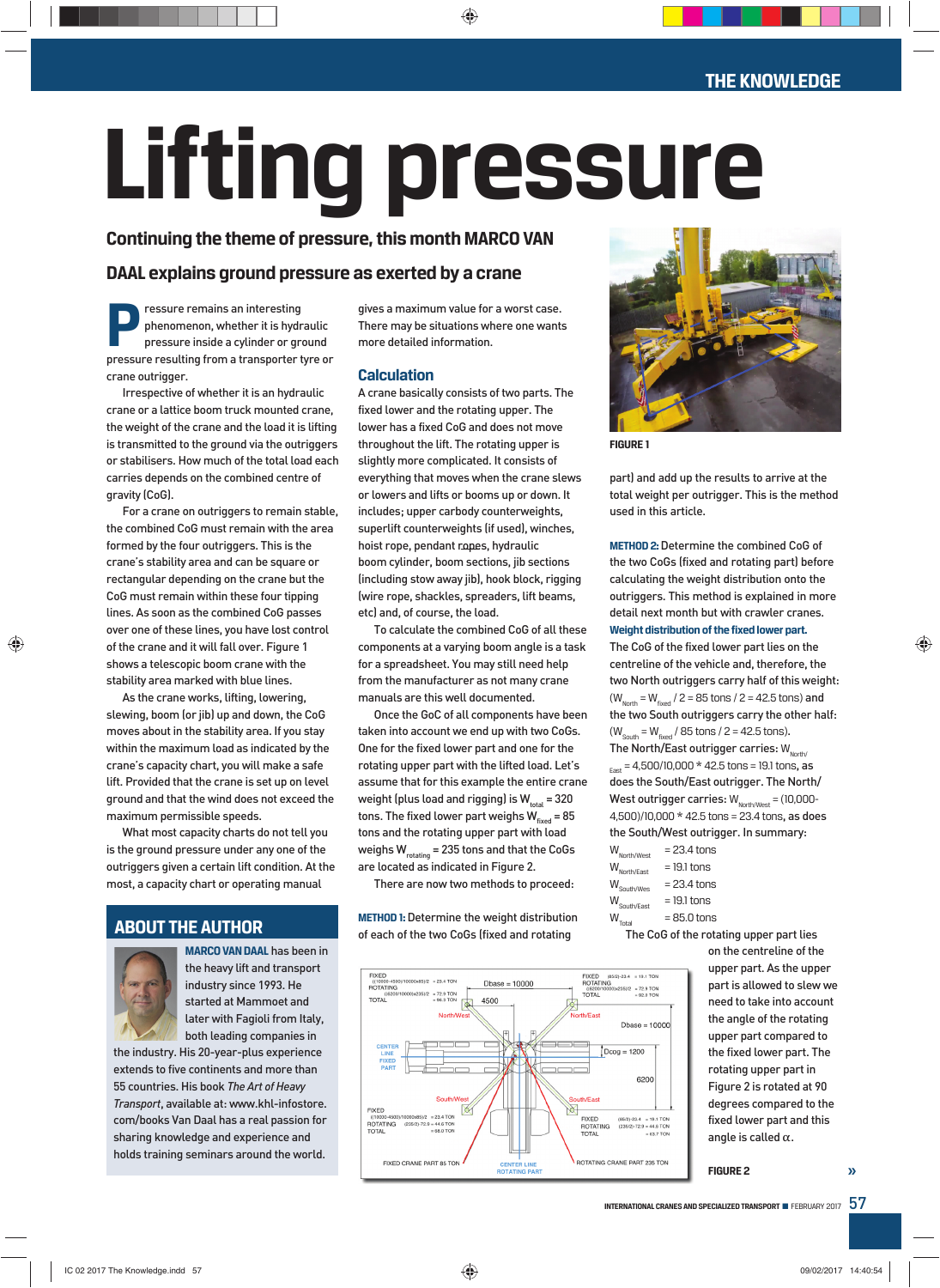# Lifting pressure

## Continuing the theme of pressure, this month MARCO VAN DAAL explains ground pressure as exerted by a crane

Pressure remains an interesting phenomenon, whether it is hydraulic pressure inside a cylinder or ground pressure resulting from a transporter tyre or crane outrigger.

Irrespective of whether it is an hydraulic crane or a lattice boom truck mounted crane, the weight of the crane and the load it is lifting is transmitted to the ground via the outriggers or stabilisers. How much of the total load each carries depends on the combined centre of gravity (CoG).

For a crane on outriggers to remain stable, the combined CoG must remain with the area formed by the four outriggers. This is the crane's stability area and can be square or rectangular depending on the crane but the CoG must remain within these four tipping lines. As soon as the combined CoG passes over one of these lines, you have lost control of the crane and it will fall over. Figure 1 shows a telescopic boom crane with the stability area marked with blue lines.

As the crane works, lifting, lowering, slewing, boom (or jib) up and down, the CoG moves about in the stability area. If you stay within the maximum load as indicated by the crane's capacity chart, you will make a safe lift. Provided that the crane is set up on level ground and that the wind does not exceed the maximum permissible speeds.

What most capacity charts do not tell you is the ground pressure under any one of the outriggers given a certain lift condition. At the most, a capacity chart or operating manual gives a maximum value for a worst case. There may be situations where one wants more detailed information.

### Calculation

A crane basically consists of two parts. The fixed lower and the rotating upper. The lower has a fixed CoG and does not move throughout the lift. The rotating upper is slightly more complicated. It consists of everything that moves when the crane slews or lowers and lifts or booms up or down. It includes; upper carbody counterweights, superlift counterweights (if used), winches, hoist rope, pendant ropes, hydraulic boom cylinder, boom sections, jib sections (including stow away jib), hook block, rigging (wire rope, shackles, spreaders, lift beams, etc) and, of course, the load.

To calculate the combined CoG of all these components at a varying boom angle is a task for a spreadsheet. You may still need help from the manufacturer as not many crane manuals are this well documented.

Once the GoC of all components have been taken into account we end up with two CoGs. One for the fixed lower part and one for the rotating upper part with the lifted load. Let's assume that for this example the entire crane weight (plus load and rigging) is $W_{total}$ = 320 tons. The fixed lower part weighs $W_{fixed}$ = 85 tons and the rotating upper part with load weighs $W_{rotating}$ = 235 tons and that the CoGs are located as indicated in Figure 2.

There are now two methods to proceed:

**METHOD 1:** Determine the weight distribution of each of the two CoGs (fixed and rotating part) and add up the results to arrive at the total weight per outrigger. This is the method used in this article.

**METHOD 2:** Determine the combined CoG of the two CoGs (fixed and rotating part) before calculating the weight distribution onto the outriggers. This method is explained in more detail next month but with crawler cranes.

**Weight distribution of the fixed lower part.**
The CoG of the fixed lower part lies on the centreline of the vehicle and, therefore, the two North outriggers carry half of this weight: ($W_{North}$ = $W_{fixed}$ / 2 = 85 tons / 2 = 42.5 tons) and the two South outriggers carry the other half: ($W_{South}$ = $W_{fixed}$ / 85 tons / 2 = 42.5 tons).

The North/East outrigger carries: $W_{North/East}$ = 4,500/10,000 * 42.5 tons = 19.1 tons, as does the South/East outrigger. The North/West outrigger carries: $W_{North/West}$ = (10,000-4,500)/10,000 * 42.5 tons = 23.4 tons, as does the South/West outrigger. In summary:

$W_{North/West}$ = 23.4 tons
$W_{North/East}$ = 19.1 tons
$W_{South/Wes}$ = 23.4 tons
$W_{South/East}$ = 19.1 tons
$W_{Total}$ = 85.0 tons

The CoG of the rotating upper part lies on the centreline of the upper part. As the upper part is allowed to slew we need to take into account the angle of the rotating upper part compared to the fixed lower part. The rotating upper part in Figure 2 is rotated at 90 degrees compared to the fixed lower part and this angle is called α.

FIGURE 1

FIGURE 2

## ABOUT THE AUTHOR

**MARCO VAN DAAL** has been in the heavy lift and transport industry since 1993. He started at Mammoet and later with Fagioli from Italy, both leading companies in the industry. His 20-year-plus experience extends to five continents and more than 55 countries. His book *The Art of Heavy Transport*, available at: www.khl-infostore.com/books Van Daal has a real passion for sharing knowledge and experience and holds training seminars around the world.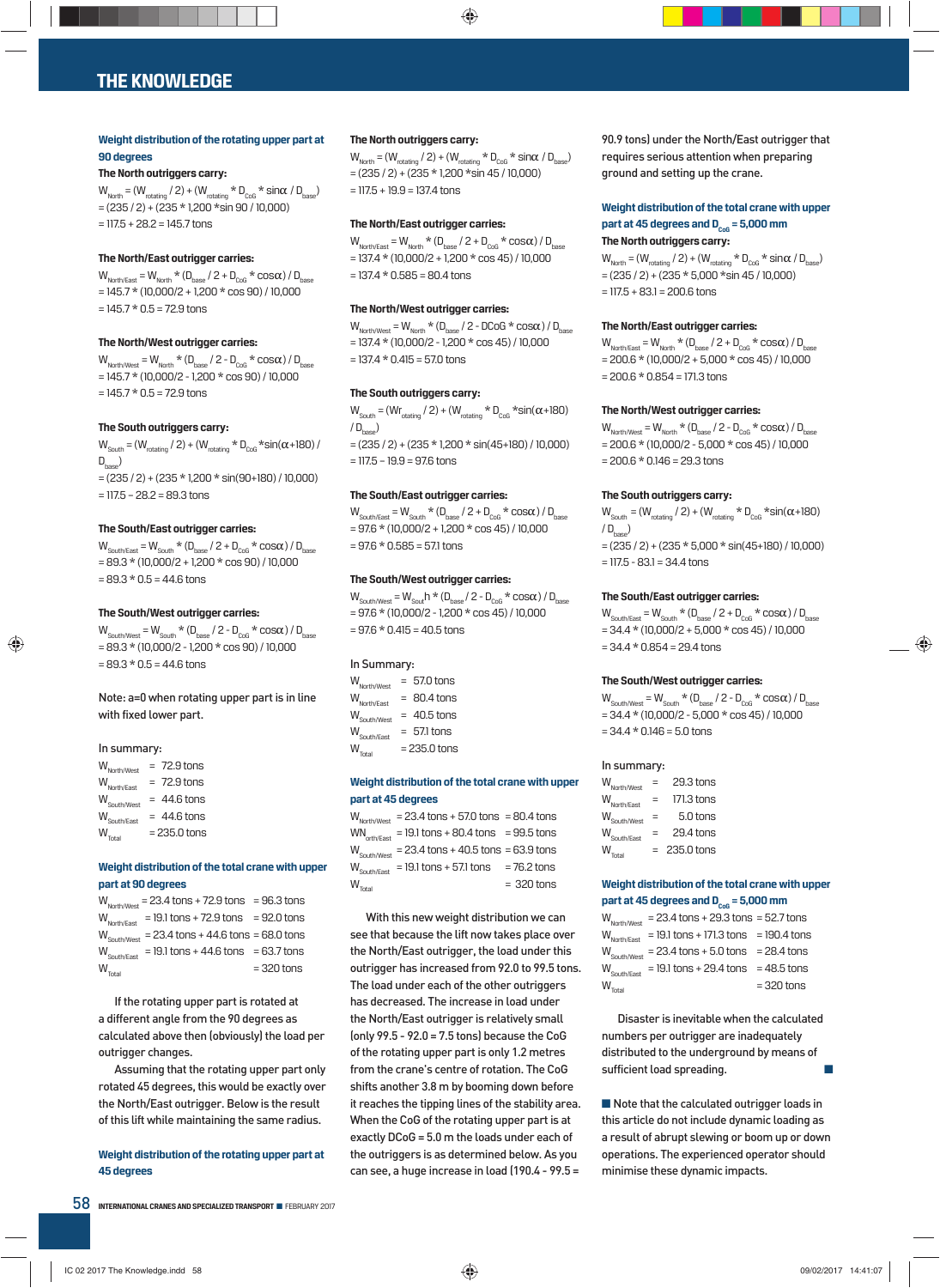## THE KNOWLEDGE

### Weight distribution of the rotating upper part at 90 degrees

**The North outriggers carry:**

$W_{North} = (W_{rotating} / 2) + (W_{rotating} * D_{CoG} * \sin\alpha / D_{base})$
$= (235 / 2) + (235 * 1,200 * \sin 90 / 10,000)$
$= 117.5 + 28.2 = 145.7$ tons

**The North/East outrigger carries:**

$W_{North/East} = W_{North} * (D_{base} / 2 + D_{CoG} * \cos\alpha) / D_{base}$
$= 145.7 * (10,000/2 + 1,200 * \cos 90) / 10,000$
$= 145.7 * 0.5 = 72.9$ tons

**The North/West outrigger carries:**

$W_{North/West} = W_{North} * (D_{base} / 2 - D_{CoG} * \cos\alpha) / D_{base}$
$= 145.7 * (10,000/2 - 1,200 * \cos 90) / 10,000$
$= 145.7 * 0.5 = 72.9$ tons

**The South outriggers carry:**

$W_{South} = (W_{rotating} / 2) + (W_{rotating} * D_{CoG} * \sin(\alpha+180) / D_{base})$
$= (235 / 2) + (235 * 1,200 * \sin(90+180) / 10,000)$
$= 117.5 - 28.2 = 89.3$ tons

**The South/East outrigger carries:**

$W_{South/East} = W_{South} * (D_{base} / 2 + D_{CoG} * \cos\alpha) / D_{base}$
$= 89.3 * (10,000/2 + 1,200 * \cos 90) / 10,000$
$= 89.3 * 0.5 = 44.6$ tons

**The South/West outrigger carries:**

$W_{South/West} = W_{South} * (D_{base} / 2 - D_{CoG} * \cos\alpha) / D_{base}$
$= 89.3 * (10,000/2 - 1,200 * \cos 90) / 10,000$
$= 89.3 * 0.5 = 44.6$ tons

Note: a=0 when rotating upper part is in line with fixed lower part.

In summary:

$W_{North/West}$ = 72.9 tons
$W_{North/East}$ = 72.9 tons
$W_{South/West}$ = 44.6 tons
$W_{South/East}$ = 44.6 tons
$W_{Total}$ = 235.0 tons

### Weight distribution of the total crane with upper part at 90 degrees

| | | |
|---|---|---|
| $W_{North/West}$ | = 23.4 tons + 72.9 tons | = 96.3 tons |
| $W_{North/East}$ | = 19.1 tons + 72.9 tons | = 92.0 tons |
| $W_{South/West}$ | = 23.4 tons + 44.6 tons | = 68.0 tons |
| $W_{South/East}$ | = 19.1 tons + 44.6 tons | = 63.7 tons |
| $W_{Total}$ | | = 320 tons |

If the rotating upper part is rotated at a different angle from the 90 degrees as calculated above then (obviously) the load per outrigger changes.

Assuming that the rotating upper part only rotated 45 degrees, this would be exactly over the North/East outrigger. Below is the result of this lift while maintaining the same radius.

### Weight distribution of the rotating upper part at 45 degrees

**The North outriggers carry:**

$W_{North} = (W_{rotating} / 2) + (W_{rotating} * D_{CoG} * \sin\alpha / D_{base})$
$= (235 / 2) + (235 * 1,200 * \sin 45 / 10,000)$
$= 117.5 + 19.9 = 137.4$ tons

**The North/East outrigger carries:**

$W_{North/East} = W_{North} * (D_{base} / 2 + D_{CoG} * \cos\alpha) / D_{base}$
$= 137.4 * (10,000/2 + 1,200 * \cos 45) / 10,000$
$= 137.4 * 0.585 = 80.4$ tons

**The North/West outrigger carries:**

$W_{North/West} = W_{North} * (D_{base} / 2 - DCoG * \cos\alpha) / D_{base}$
$= 137.4 * (10,000/2 - 1,200 * \cos 45) / 10,000$
$= 137.4 * 0.415 = 57.0$ tons

**The South outriggers carry:**

$W_{South} = (Wr_{otating} / 2) + (W_{rotating} * D_{CoG} * \sin(\alpha+180) / D_{base})$
$= (235 / 2) + (235 * 1,200 * \sin(45+180) / 10,000)$
$= 117.5 - 19.9 = 97.6$ tons

**The South/East outrigger carries:**

$W_{South/East} = W_{South} * (D_{base} / 2 + D_{CoG} * \cos\alpha) / D_{base}$
$= 97.6 * (10,000/2 + 1,200 * \cos 45) / 10,000$
$= 97.6 * 0.585 = 57.1$ tons

**The South/West outrigger carries:**

$W_{South/West} = W_{Sout}h * (D_{base} / 2 - D_{CoG} * \cos\alpha) / D_{base}$
$= 97.6 * (10,000/2 - 1,200 * \cos 45) / 10,000$
$= 97.6 * 0.415 = 40.5$ tons

In Summary:

$W_{North/West}$ = 57.0 tons
$W_{North/East}$ = 80.4 tons
$W_{South/West}$ = 40.5 tons
$W_{South/East}$ = 57.1 tons
$W_{Total}$ = 235.0 tons

### Weight distribution of the total crane with upper part at 45 degrees

| | | |
|---|---|---|
| $W_{North/West}$ | = 23.4 tons + 57.0 tons | = 80.4 tons |
| $WN_{orth/East}$ | = 19.1 tons + 80.4 tons | = 99.5 tons |
| $W_{South/West}$ | = 23.4 tons + 40.5 tons | = 63.9 tons |
| $W_{South/East}$ | = 19.1 tons + 57.1 tons | = 76.2 tons |
| $W_{Total}$ | | = 320 tons |

With this new weight distribution we can see that because the lift now takes place over the North/East outrigger, the load under this outrigger has increased from 92.0 to 99.5 tons. The load under each of the other outriggers has decreased. The increase in load under the North/East outrigger is relatively small (only 99.5 - 92.0 = 7.5 tons) because the CoG of the rotating upper part is only 1.2 metres from the crane's centre of rotation. The CoG shifts another 3.8 m by booming down before it reaches the tipping lines of the stability area. When the CoG of the rotating upper part is at exactly DCoG = 5.0 m the loads under each of the outriggers is as determined below. As you can see, a huge increase in load (190.4 - 99.5 = 90.9 tons) under the North/East outrigger that requires serious attention when preparing ground and setting up the crane.

### Weight distribution of the total crane with upper part at 45 degrees and $D_{CoG}$ = 5,000 mm

**The North outriggers carry:**

$W_{North} = (W_{rotating} / 2) + (W_{rotating} * D_{CoG} * \sin\alpha / D_{base})$
$= (235 / 2) + (235 * 5,000 * \sin 45 / 10,000)$
$= 117.5 + 83.1 = 200.6$ tons

**The North/East outrigger carries:**

$W_{North/East} = W_{North} * (D_{base} / 2 + D_{CoG} * \cos\alpha) / D_{base}$
$= 200.6 * (10,000/2 + 5,000 * \cos 45) / 10,000$
$= 200.6 * 0.854 = 171.3$ tons

**The North/West outrigger carries:**

$W_{North/West} = W_{North} * (D_{base} / 2 - D_{CoG} * \cos\alpha) / D_{base}$
$= 200.6 * (10,000/2 - 5,000 * \cos 45) / 10,000$
$= 200.6 * 0.146 = 29.3$ tons

**The South outriggers carry:**

$W_{South} = (W_{rotating} / 2) + (W_{rotating} * D_{CoG} * \sin(\alpha+180) / D_{base})$
$= (235 / 2) + (235 * 5,000 * \sin(45+180) / 10,000)$
$= 117.5 - 83.1 = 34.4$ tons

**The South/East outrigger carries:**

$W_{South/East} = W_{South} * (D_{base} / 2 + D_{CoG} * \cos\alpha) / D_{base}$
$= 34.4 * (10,000/2 + 5,000 * \cos 45) / 10,000$
$= 34.4 * 0.854 = 29.4$ tons

**The South/West outrigger carries:**

$W_{South/West} = W_{South} * (D_{base} / 2 - D_{CoG} * \cos\alpha) / D_{base}$
$= 34.4 * (10,000/2 - 5,000 * \cos 45) / 10,000$
$= 34.4 * 0.146 = 5.0$ tons

In summary:

$W_{North/West}$ = 29.3 tons
$W_{North/East}$ = 171.3 tons
$W_{South/West}$ = 5.0 tons
$W_{South/East}$ = 29.4 tons
$W_{Total}$ = 235.0 tons

### Weight distribution of the total crane with upper part at 45 degrees and $D_{CoG}$ = 5,000 mm

| | | |
|---|---|---|
| $W_{North/West}$ | = 23.4 tons + 29.3 tons | = 52.7 tons |
| $W_{North/East}$ | = 19.1 tons + 171.3 tons | = 190.4 tons |
| $W_{South/West}$ | = 23.4 tons + 5.0 tons | = 28.4 tons |
| $W_{South/East}$ | = 19.1 tons + 29.4 tons | = 48.5 tons |
| $W_{Total}$ | | = 320 tons |

Disaster is inevitable when the calculated numbers per outrigger are inadequately distributed to the underground by means of sufficient load spreading. ■

■ Note that the calculated outrigger loads in this article do not include dynamic loading as a result of abrupt slewing or boom up or down operations. The experienced operator should minimise these dynamic impacts.